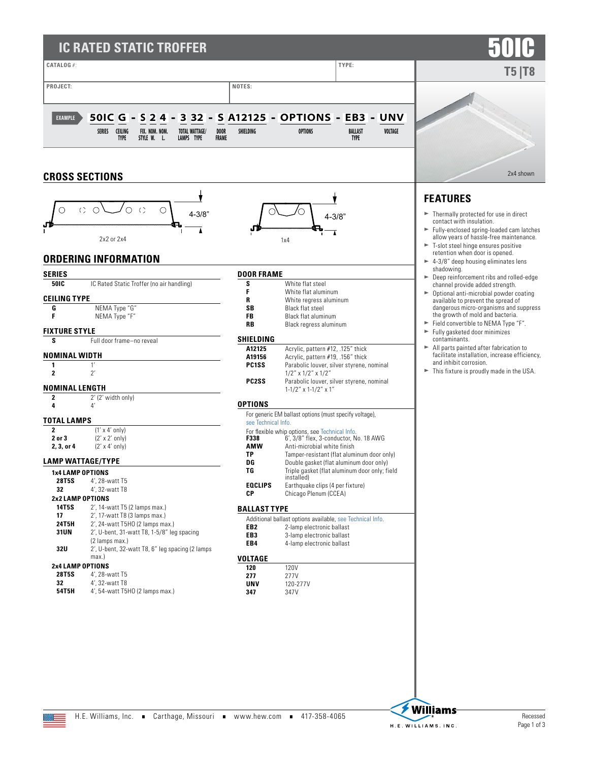# IC RATED STATIC TROFFER

# 50IC

**T5 | T8**

| CATALOG #: | TYPE: |
|---|---|
| PROJECT: | NOTES: |

**EXAMPLE** 50IC G - S 2 4 - 3 32 - S A12125 - OPTIONS - EB3 - UNV

| SERIES | CEILING TYPE | FIX. STYLE | NOM. W. | NOM. L. | TOTAL LAMPS | WATTAGE/ TYPE | DOOR FRAME | SHIELDING | OPTIONS | BALLAST TYPE | VOLTAGE |
|---|---|---|---|---|---|---|---|---|---|---|---|
| 50IC | G | S | 2 | 4 | 3 | 32 | S | A12125 | OPTIONS | EB3 | UNV |

2x4 shown

## CROSS SECTIONS

4-3/8"

2x2 or 2x4

4-3/8"

1x4

## FEATURES

- Thermally protected for use in direct contact with insulation.
- Fully-enclosed spring-loaded cam latches allow years of hassle-free maintenance.
- T-slot steel hinge ensures positive retention when door is opened.
- 4-3/8" deep housing eliminates lens shadowing.
- Deep reinforcement ribs and rolled-edge channel provide added strength.
- Optional anti-microbial powder coating available to prevent the spread of dangerous micro-organisms and suppress the growth of mold and bacteria.
- Field convertible to NEMA Type "F".
- Fully gasketed door minimizes contaminants.
- All parts painted after fabrication to facilitate installation, increase efficiency, and inhibit corrosion.
- This fixture is proudly made in the USA.

## ORDERING INFORMATION

### SERIES

| | |
|---|---|
| **50IC** | IC Rated Static Troffer (no air handling) |

### CEILING TYPE

| | |
|---|---|
| **G** | NEMA Type "G" |
| **F** | NEMA Type "F" |

### FIXTURE STYLE

| | |
|---|---|
| **S** | Full door frame—no reveal |

### NOMINAL WIDTH

| | |
|---|---|
| **1** | 1' |
| **2** | 2' |

### NOMINAL LENGTH

| | |
|---|---|
| **2** | 2' (2' width only) |
| **4** | 4' |

### TOTAL LAMPS

| | |
|---|---|
| **2** | (1' x 4' only) |
| **2 or 3** | (2' x 2' only) |
| **2, 3, or 4** | (2' x 4' only) |

### LAMP WATTAGE/TYPE

**1x4 LAMP OPTIONS**

| | |
|---|---|
| **28T5S** | 4', 28-watt T5 |
| **32** | 4', 32-watt T8 |

**2x2 LAMP OPTIONS**

| | |
|---|---|
| **14T5S** | 2', 14-watt T5 (2 lamps max.) |
| **17** | 2', 17-watt T8 (3 lamps max.) |
| **24T5H** | 2', 24-watt T5HO (2 lamps max.) |
| **31UN** | 2', U-bent, 31-watt T8, 1-5/8" leg spacing (2 lamps max.) |
| **32U** | 2', U-bent, 32-watt T8, 6" leg spacing (2 lamps max.) |

**2x4 LAMP OPTIONS**

| | |
|---|---|
| **28T5S** | 4', 28-watt T5 |
| **32** | 4', 32-watt T8 |
| **54T5H** | 4', 54-watt T5HO (2 lamps max.) |

### DOOR FRAME

| | |
|---|---|
| **S** | White flat steel |
| **F** | White flat aluminum |
| **R** | White regress aluminum |
| **SB** | Black flat steel |
| **FB** | Black flat aluminum |
| **RB** | Black regress aluminum |

### SHIELDING

| | |
|---|---|
| **A12125** | Acrylic, pattern #12, .125" thick |
| **A19156** | Acrylic, pattern #19, .156" thick |
| **PC1SS** | Parabolic louver, silver styrene, nominal 1/2" x 1/2" x 1/2" |
| **PC2SS** | Parabolic louver, silver styrene, nominal 1-1/2" x 1-1/2" x 1" |

### OPTIONS

For generic EM ballast options (must specify voltage), see Technical Info.

For flexible whip options, see Technical Info.

| | |
|---|---|
| **F338** | 6', 3/8" flex, 3-conductor, No. 18 AWG |
| **AMW** | Anti-microbial white finish |
| **TP** | Tamper-resistant (flat aluminum door only) |
| **DG** | Double gasket (flat aluminum door only) |
| **TG** | Triple gasket (flat aluminum door only; field installed) |
| **EQCLIPS** | Earthquake clips (4 per fixture) |
| **CP** | Chicago Plenum (CCEA) |

### BALLAST TYPE

Additional ballast options available, see Technical Info.

| | |
|---|---|
| **EB2** | 2-lamp electronic ballast |
| **EB3** | 3-lamp electronic ballast |
| **EB4** | 4-lamp electronic ballast |

### VOLTAGE

| | |
|---|---|
| **120** | 120V |
| **277** | 277V |
| **UNV** | 120-277V |
| **347** | 347V |

H.E. Williams, Inc. ▪ Carthage, Missouri ▪ www.hew.com ▪ 417-358-4065

Recessed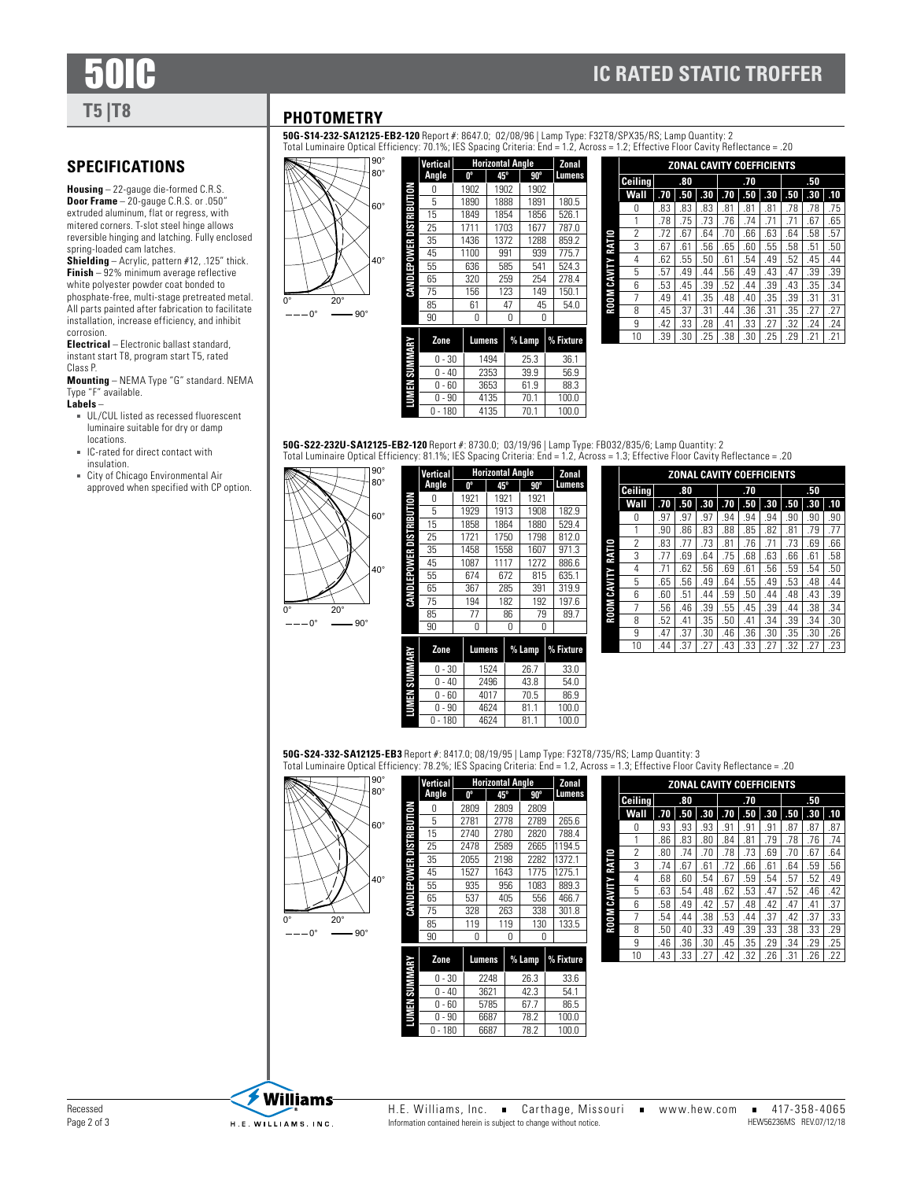# 50IC

## IC RATED STATIC TROFFER

### T5 | T8

## SPECIFICATIONS

**Housing** – 22-gauge die-formed C.R.S.
**Door Frame** – 20-gauge C.R.S. or .050" extruded aluminum, flat or regress, with mitered corners. T-slot steel hinge allows reversible hinging and latching. Fully enclosed spring-loaded cam latches.
**Shielding** – Acrylic, pattern #12, .125" thick.
**Finish** – 92% minimum average reflective white polyester powder coat bonded to phosphate-free, multi-stage pretreated metal. All parts painted after fabrication to facilitate installation, increase efficiency, and inhibit corrosion.
**Electrical** – Electronic ballast standard, instant start T8, program start T5, rated Class P.
**Mounting** – NEMA Type "G" standard. NEMA Type "F" available.
**Labels** –

- UL/CUL listed as recessed fluorescent luminaire suitable for dry or damp locations.
- IC-rated for direct contact with insulation.
- City of Chicago Environmental Air approved when specified with CP option.

## PHOTOMETRY

**50G-S14-232-SA12125-EB2-120** Report #: 8647.0; 02/08/96 | Lamp Type: F32T8/SPX35/RS; Lamp Quantity: 2
Total Luminaire Optical Efficiency: 70.1%; IES Spacing Criteria: End = 1.2, Across = 1.2; Effective Floor Cavity Reflectance = .20

**Candlepower Distribution**

| Vertical Angle | 0° | 45° | 90° | Zonal Lumens |
|---|---|---|---|---|
| 0 | 1902 | 1902 | 1902 | |
| 5 | 1890 | 1888 | 1891 | 180.5 |
| 15 | 1849 | 1854 | 1856 | 526.1 |
| 25 | 1711 | 1703 | 1677 | 787.0 |
| 35 | 1436 | 1372 | 1288 | 859.2 |
| 45 | 1100 | 991 | 939 | 775.7 |
| 55 | 636 | 585 | 541 | 524.3 |
| 65 | 320 | 259 | 254 | 278.4 |
| 75 | 156 | 123 | 149 | 150.1 |
| 85 | 61 | 47 | 45 | 54.0 |
| 90 | 0 | 0 | 0 | |

**Lumen Summary**

| Zone | Lumens | % Lamp | % Fixture |
|---|---|---|---|
| 0 - 30 | 1494 | 25.3 | 36.1 |
| 0 - 40 | 2353 | 39.9 | 56.9 |
| 0 - 60 | 3653 | 61.9 | 88.3 |
| 0 - 90 | 4135 | 70.1 | 100.0 |
| 0 - 180 | 4135 | 70.1 | 100.0 |

**Zonal Cavity Coefficients**

| Ceiling | .80 | | | .70 | | | .50 | | |
|---|---|---|---|---|---|---|---|---|---|
| Wall (Room Cavity Ratio) | .70 | .50 | .30 | .70 | .50 | .30 | .50 | .30 | .10 |
| 0 | .83 | .83 | .83 | .81 | .81 | .81 | .78 | .78 | .75 |
| 1 | .78 | .75 | .73 | .76 | .74 | .71 | .71 | .67 | .65 |
| 2 | .72 | .67 | .64 | .70 | .66 | .63 | .64 | .58 | .57 |
| 3 | .67 | .61 | .56 | .65 | .60 | .55 | .58 | .51 | .50 |
| 4 | .62 | .55 | .50 | .61 | .54 | .49 | .52 | .45 | .44 |
| 5 | .57 | .49 | .44 | .56 | .49 | .43 | .47 | .39 | .39 |
| 6 | .53 | .45 | .39 | .52 | .44 | .39 | .43 | .35 | .34 |
| 7 | .49 | .41 | .35 | .48 | .40 | .35 | .39 | .31 | .31 |
| 8 | .45 | .37 | .31 | .44 | .36 | .31 | .35 | .27 | .27 |
| 9 | .42 | .33 | .28 | .41 | .33 | .27 | .32 | .24 | .24 |
| 10 | .39 | .30 | .25 | .38 | .30 | .25 | .29 | .21 | .21 |

**50G-S22-232U-SA12125-EB2-120** Report #: 8730.0; 03/19/96 | Lamp Type: FB032/835/6; Lamp Quantity: 2
Total Luminaire Optical Efficiency: 81.1%; IES Spacing Criteria: End = 1.2, Across = 1.3; Effective Floor Cavity Reflectance = .20

**Candlepower Distribution**

| Vertical Angle | 0° | 45° | 90° | Zonal Lumens |
|---|---|---|---|---|
| 0 | 1921 | 1921 | 1921 | |
| 5 | 1929 | 1913 | 1908 | 182.9 |
| 15 | 1858 | 1864 | 1880 | 529.4 |
| 25 | 1721 | 1750 | 1798 | 812.0 |
| 35 | 1458 | 1558 | 1607 | 971.3 |
| 45 | 1087 | 1117 | 1272 | 886.6 |
| 55 | 674 | 672 | 815 | 635.1 |
| 65 | 367 | 285 | 391 | 319.9 |
| 75 | 194 | 182 | 192 | 197.6 |
| 85 | 77 | 86 | 79 | 89.7 |
| 90 | 0 | 0 | 0 | |

**Lumen Summary**

| Zone | Lumens | % Lamp | % Fixture |
|---|---|---|---|
| 0 - 30 | 1524 | 26.7 | 33.0 |
| 0 - 40 | 2496 | 43.8 | 54.0 |
| 0 - 60 | 4017 | 70.5 | 86.9 |
| 0 - 90 | 4624 | 81.1 | 100.0 |
| 0 - 180 | 4624 | 81.1 | 100.0 |

**Zonal Cavity Coefficients**

| Ceiling | .80 | | | .70 | | | .50 | | |
|---|---|---|---|---|---|---|---|---|---|
| Wall (Room Cavity Ratio) | .70 | .50 | .30 | .70 | .50 | .30 | .50 | .30 | .10 |
| 0 | .97 | .97 | .97 | .94 | .94 | .94 | .90 | .90 | .90 |
| 1 | .90 | .86 | .83 | .88 | .85 | .82 | .81 | .79 | .77 |
| 2 | .83 | .77 | .73 | .81 | .76 | .71 | .73 | .69 | .66 |
| 3 | .77 | .69 | .64 | .75 | .68 | .63 | .66 | .61 | .58 |
| 4 | .71 | .62 | .56 | .69 | .61 | .56 | .59 | .54 | .50 |
| 5 | .65 | .56 | .49 | .64 | .55 | .49 | .53 | .48 | .44 |
| 6 | .60 | .51 | .44 | .59 | .50 | .44 | .48 | .43 | .39 |
| 7 | .56 | .46 | .39 | .55 | .45 | .39 | .44 | .38 | .34 |
| 8 | .52 | .41 | .35 | .50 | .41 | .34 | .39 | .34 | .30 |
| 9 | .47 | .37 | .30 | .46 | .36 | .30 | .35 | .30 | .26 |
| 10 | .44 | .37 | .27 | .43 | .33 | .27 | .32 | .27 | .23 |

**50G-S24-332-SA12125-EB3** Report #: 8417.0; 08/19/95 | Lamp Type: F32T8/735/RS; Lamp Quantity: 3
Total Luminaire Optical Efficiency: 78.2%; IES Spacing Criteria: End = 1.2, Across = 1.3; Effective Floor Cavity Reflectance = .20

**Candlepower Distribution**

| Vertical Angle | 0° | 45° | 90° | Zonal Lumens |
|---|---|---|---|---|
| 0 | 2809 | 2809 | 2809 | |
| 5 | 2781 | 2778 | 2789 | 265.6 |
| 15 | 2740 | 2780 | 2820 | 788.4 |
| 25 | 2478 | 2589 | 2665 | 1194.5 |
| 35 | 2055 | 2198 | 2282 | 1372.1 |
| 45 | 1527 | 1643 | 1775 | 1275.1 |
| 55 | 935 | 956 | 1083 | 889.3 |
| 65 | 537 | 405 | 556 | 466.7 |
| 75 | 328 | 263 | 338 | 301.8 |
| 85 | 119 | 119 | 130 | 133.5 |
| 90 | 0 | 0 | 0 | |

**Lumen Summary**

| Zone | Lumens | % Lamp | % Fixture |
|---|---|---|---|
| 0 - 30 | 2248 | 26.3 | 33.6 |
| 0 - 40 | 3621 | 42.3 | 54.1 |
| 0 - 60 | 5785 | 67.7 | 86.5 |
| 0 - 90 | 6687 | 78.2 | 100.0 |
| 0 - 180 | 6687 | 78.2 | 100.0 |

**Zonal Cavity Coefficients**

| Ceiling | .80 | | | .70 | | | .50 | | |
|---|---|---|---|---|---|---|---|---|---|
| Wall (Room Cavity Ratio) | .70 | .50 | .30 | .70 | .50 | .30 | .50 | .30 | .10 |
| 0 | .93 | .93 | .93 | .91 | .91 | .91 | .87 | .87 | .87 |
| 1 | .86 | .83 | .80 | .84 | .81 | .79 | .78 | .76 | .74 |
| 2 | .80 | .74 | .70 | .78 | .73 | .69 | .70 | .67 | .64 |
| 3 | .74 | .67 | .61 | .72 | .66 | .61 | .64 | .59 | .56 |
| 4 | .68 | .60 | .54 | .67 | .59 | .54 | .57 | .52 | .49 |
| 5 | .63 | .54 | .48 | .62 | .53 | .47 | .52 | .46 | .42 |
| 6 | .58 | .49 | .42 | .57 | .48 | .42 | .47 | .41 | .37 |
| 7 | .54 | .44 | .38 | .53 | .44 | .37 | .42 | .37 | .33 |
| 8 | .50 | .40 | .33 | .49 | .39 | .33 | .38 | .33 | .29 |
| 9 | .46 | .36 | .30 | .45 | .35 | .29 | .34 | .29 | .25 |
| 10 | .43 | .33 | .27 | .42 | .32 | .26 | .31 | .26 | .22 |

Recessed

H.E. Williams, Inc. ▪ Carthage, Missouri ▪ www.hew.com ▪ 417-358-4065
Information contained herein is subject to change without notice. HEW56236MS REV.07/12/18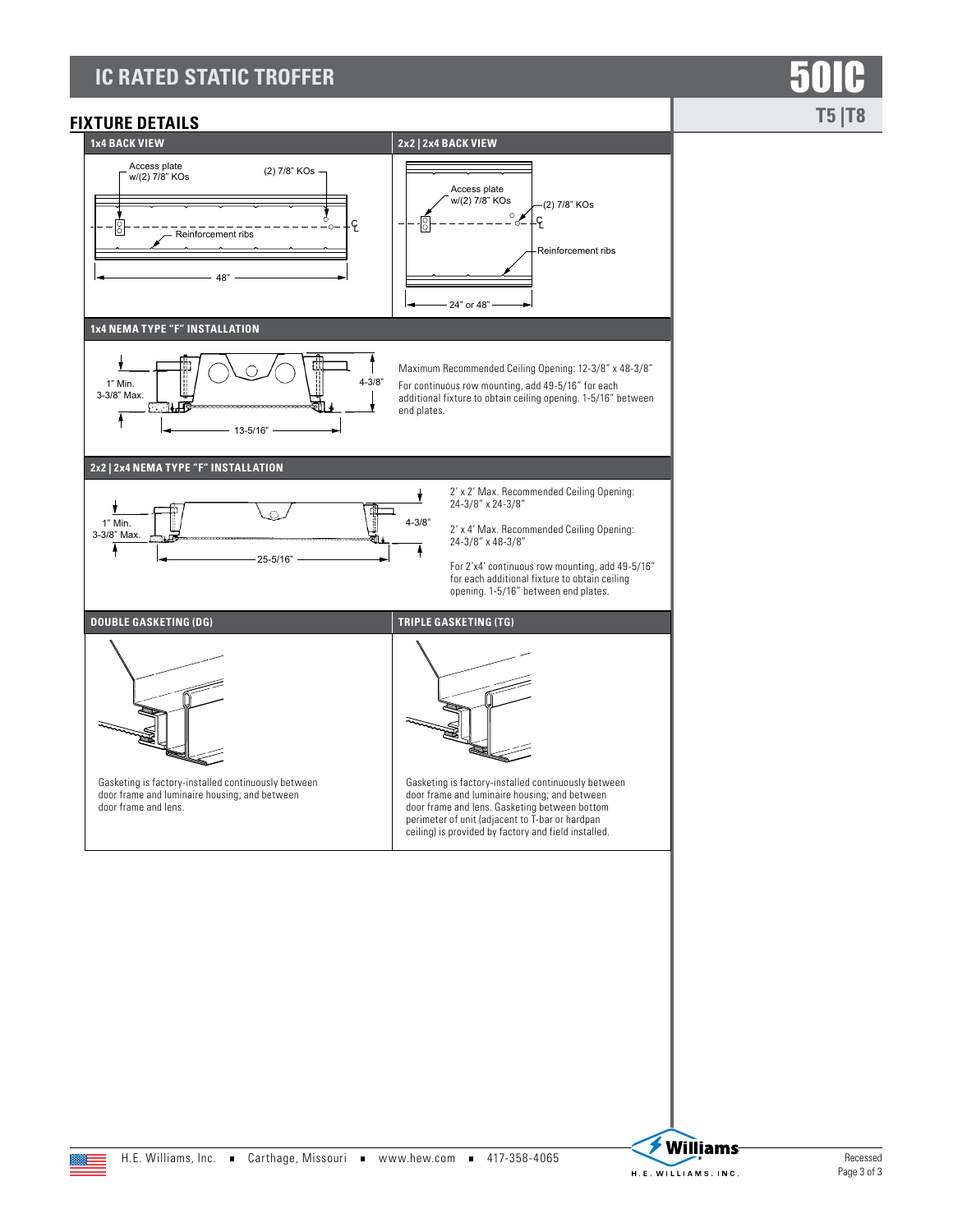# IC RATED STATIC TROFFER

**50IC**

**T5 | T8**

## FIXTURE DETAILS

### 1x4 BACK VIEW

Access plate w/(2) 7/8" KOs

(2) 7/8" KOs

Reinforcement ribs

48"

### 2x2 | 2x4 BACK VIEW

Access plate w/(2) 7/8" KOs

(2) 7/8" KOs

Reinforcement ribs

24" or 48"

### 1x4 NEMA TYPE "F" INSTALLATION

1" Min.
3-3/8" Max.

4-3/8"

13-5/16"

Maximum Recommended Ceiling Opening: 12-3/8" x 48-3/8"

For continuous row mounting, add 49-5/16" for each additional fixture to obtain ceiling opening. 1-5/16" between end plates.

### 2x2 | 2x4 NEMA TYPE "F" INSTALLATION

1" Min.
3-3/8" Max.

4-3/8"

25-5/16"

2' x 2' Max. Recommended Ceiling Opening: 24-3/8" x 24-3/8"

2' x 4' Max. Recommended Ceiling Opening: 24-3/8" x 48-3/8"

For 2'x4' continuous row mounting, add 49-5/16" for each additional fixture to obtain ceiling opening. 1-5/16" between end plates.

### DOUBLE GASKETING (DG)

Gasketing is factory-installed continuously between door frame and luminaire housing; and between door frame and lens.

### TRIPLE GASKETING (TG)

Gasketing is factory-installed continuously between door frame and luminaire housing; and between door frame and lens. Gasketing between bottom perimeter of unit (adjacent to T-bar or hardpan ceiling) is provided by factory and field installed.